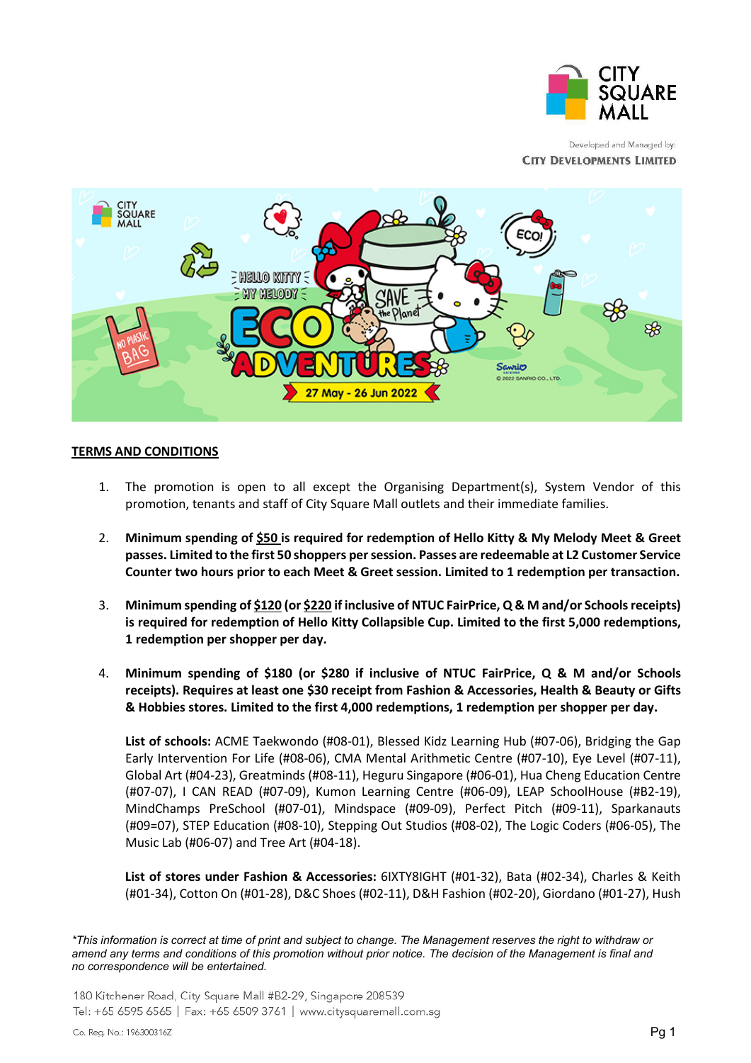## TERMS AND CONDITIONS

1. The promotion is open to all except the Organising Department(s), System Vendor of this promotion, tenants and staff of City Square Mall outlets and their immediate families.

2. **Minimum spending of <u>$50</u> is required for redemption of Hello Kitty & My Melody Meet & Greet passes. Limited to the first 50 shoppers per session. Passes are redeemable at L2 Customer Service Counter two hours prior to each Meet & Greet session. Limited to 1 redemption per transaction.**

3. **Minimum spending of <u>$120</u> (or <u>$220</u> if inclusive of NTUC FairPrice, Q & M and/or Schools receipts) is required for redemption of Hello Kitty Collapsible Cup. Limited to the first 5,000 redemptions, 1 redemption per shopper per day.**

4. **Minimum spending of $180 (or $280 if inclusive of NTUC FairPrice, Q & M and/or Schools receipts). Requires at least one $30 receipt from Fashion & Accessories, Health & Beauty or Gifts & Hobbies stores. Limited to the first 4,000 redemptions, 1 redemption per shopper per day.**

   **List of schools:** ACME Taekwondo (#08-01), Blessed Kidz Learning Hub (#07-06), Bridging the Gap Early Intervention For Life (#08-06), CMA Mental Arithmetic Centre (#07-10), Eye Level (#07-11), Global Art (#04-23), Greatminds (#08-11), Heguru Singapore (#06-01), Hua Cheng Education Centre (#07-07), I CAN READ (#07-09), Kumon Learning Centre (#06-09), LEAP SchoolHouse (#B2-19), MindChamps PreSchool (#07-01), Mindspace (#09-09), Perfect Pitch (#09-11), Sparkanauts (#09=07), STEP Education (#08-10), Stepping Out Studios (#08-02), The Logic Coders (#06-05), The Music Lab (#06-07) and Tree Art (#04-18).

   **List of stores under Fashion & Accessories:** 6IXTY8IGHT (#01-32), Bata (#02-34), Charles & Keith (#01-34), Cotton On (#01-28), D&C Shoes (#02-11), D&H Fashion (#02-20), Giordano (#01-27), Hush

*\*This information is correct at time of print and subject to change. The Management reserves the right to withdraw or amend any terms and conditions of this promotion without prior notice. The decision of the Management is final and no correspondence will be entertained.*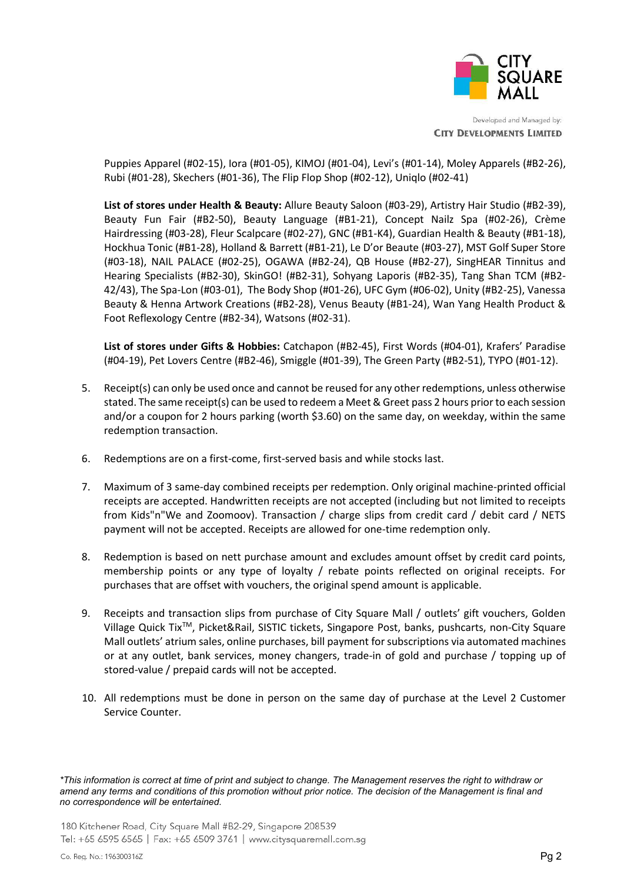Puppies Apparel (#02-15), Iora (#01-05), KIMOJ (#01-04), Levi's (#01-14), Moley Apparels (#B2-26), Rubi (#01-28), Skechers (#01-36), The Flip Flop Shop (#02-12), Uniqlo (#02-41)

**List of stores under Health & Beauty:** Allure Beauty Saloon (#03-29), Artistry Hair Studio (#B2-39), Beauty Fun Fair (#B2-50), Beauty Language (#B1-21), Concept Nailz Spa (#02-26), Crème Hairdressing (#03-28), Fleur Scalpcare (#02-27), GNC (#B1-K4), Guardian Health & Beauty (#B1-18), Hockhua Tonic (#B1-28), Holland & Barrett (#B1-21), Le D'or Beaute (#03-27), MST Golf Super Store (#03-18), NAIL PALACE (#02-25), OGAWA (#B2-24), QB House (#B2-27), SingHEAR Tinnitus and Hearing Specialists (#B2-30), SkinGO! (#B2-31), Sohyang Laporis (#B2-35), Tang Shan TCM (#B2-42/43), The Spa-Lon (#03-01), The Body Shop (#01-26), UFC Gym (#06-02), Unity (#B2-25), Vanessa Beauty & Henna Artwork Creations (#B2-28), Venus Beauty (#B1-24), Wan Yang Health Product & Foot Reflexology Centre (#B2-34), Watsons (#02-31).

**List of stores under Gifts & Hobbies:** Catchapon (#B2-45), First Words (#04-01), Krafers' Paradise (#04-19), Pet Lovers Centre (#B2-46), Smiggle (#01-39), The Green Party (#B2-51), TYPO (#01-12).

5. Receipt(s) can only be used once and cannot be reused for any other redemptions, unless otherwise stated. The same receipt(s) can be used to redeem a Meet & Greet pass 2 hours prior to each session and/or a coupon for 2 hours parking (worth $3.60) on the same day, on weekday, within the same redemption transaction.

6. Redemptions are on a first-come, first-served basis and while stocks last.

7. Maximum of 3 same-day combined receipts per redemption. Only original machine-printed official receipts are accepted. Handwritten receipts are not accepted (including but not limited to receipts from Kids"n"We and Zoomoov). Transaction / charge slips from credit card / debit card / NETS payment will not be accepted. Receipts are allowed for one-time redemption only.

8. Redemption is based on nett purchase amount and excludes amount offset by credit card points, membership points or any type of loyalty / rebate points reflected on original receipts. For purchases that are offset with vouchers, the original spend amount is applicable.

9. Receipts and transaction slips from purchase of City Square Mall / outlets' gift vouchers, Golden Village Quick Tix™, Picket&Rail, SISTIC tickets, Singapore Post, banks, pushcarts, non-City Square Mall outlets' atrium sales, online purchases, bill payment for subscriptions via automated machines or at any outlet, bank services, money changers, trade-in of gold and purchase / topping up of stored-value / prepaid cards will not be accepted.

10. All redemptions must be done in person on the same day of purchase at the Level 2 Customer Service Counter.

*\*This information is correct at time of print and subject to change. The Management reserves the right to withdraw or amend any terms and conditions of this promotion without prior notice. The decision of the Management is final and no correspondence will be entertained.*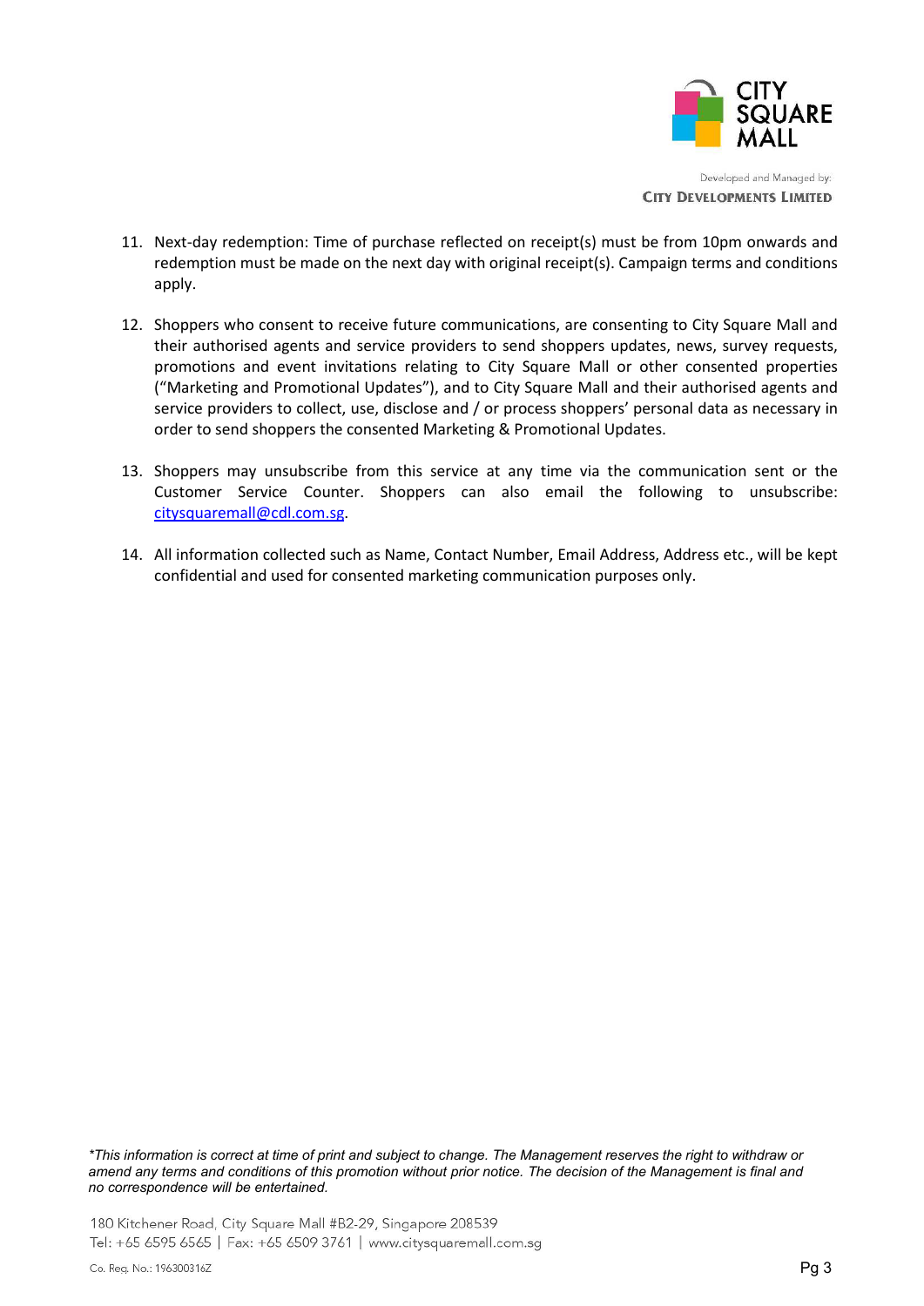11. Next-day redemption: Time of purchase reflected on receipt(s) must be from 10pm onwards and redemption must be made on the next day with original receipt(s). Campaign terms and conditions apply.

12. Shoppers who consent to receive future communications, are consenting to City Square Mall and their authorised agents and service providers to send shoppers updates, news, survey requests, promotions and event invitations relating to City Square Mall or other consented properties ("Marketing and Promotional Updates"), and to City Square Mall and their authorised agents and service providers to collect, use, disclose and / or process shoppers' personal data as necessary in order to send shoppers the consented Marketing & Promotional Updates.

13. Shoppers may unsubscribe from this service at any time via the communication sent or the Customer Service Counter. Shoppers can also email the following to unsubscribe: citysquaremall@cdl.com.sg.

14. All information collected such as Name, Contact Number, Email Address, Address etc., will be kept confidential and used for consented marketing communication purposes only.

*\*This information is correct at time of print and subject to change. The Management reserves the right to withdraw or amend any terms and conditions of this promotion without prior notice. The decision of the Management is final and no correspondence will be entertained.*